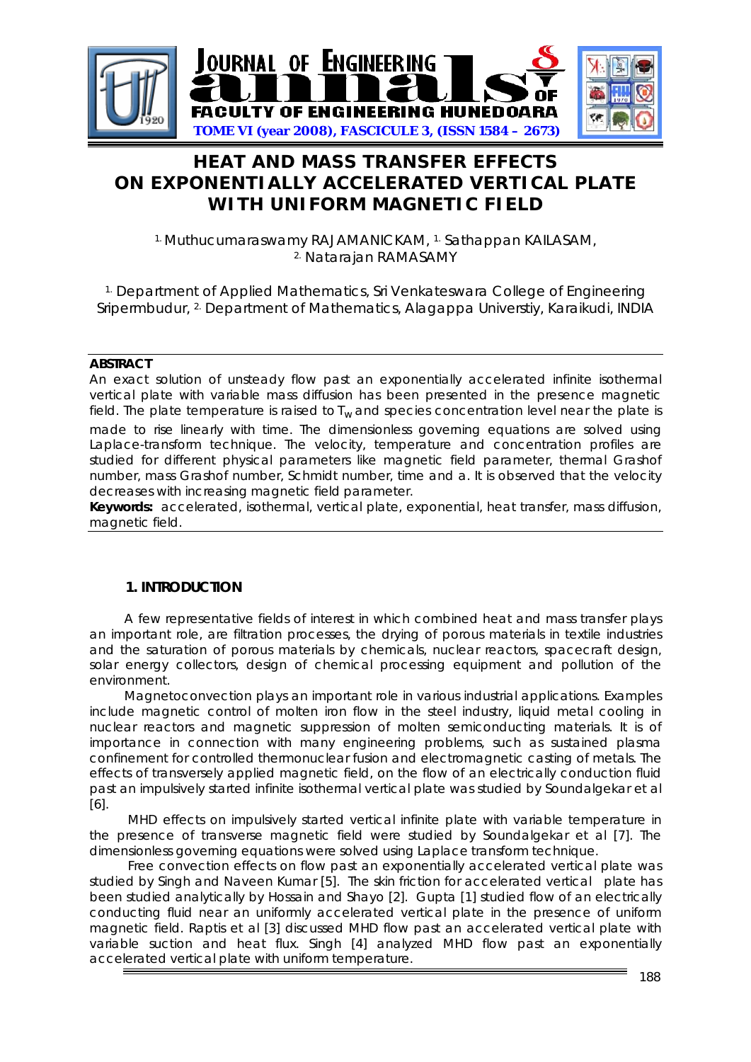# HEAT AND MASS TRANSFER EFFECTS ON EXPONENTIALLY ACCELERATED VERTICAL PLATE WITH UNIFORM MAGNETIC FIELD

[1.] Muthucumaraswamy RAJAMANICKAM, [1.] Sathappan KAILASAM, [2.] Natarajan RAMASAMY

[1.] Department of Applied Mathematics, Sri Venkateswara College of Engineering Sripermbudur, [2.] Department of Mathematics, Alagappa Universtiy, Karaikudi, INDIA

**ABSTRACT**

An exact solution of unsteady flow past an exponentially accelerated infinite isothermal vertical plate with variable mass diffusion has been presented in the presence magnetic field. The plate temperature is raised to $T_w$ and species concentration level near the plate is made to rise linearly with time. The dimensionless governing equations are solved using Laplace-transform technique. The velocity, temperature and concentration profiles are studied for different physical parameters like magnetic field parameter, thermal Grashof number, mass Grashof number, Schmidt number, time and a. It is observed that the velocity decreases with increasing magnetic field parameter.

**Keywords:** accelerated, isothermal, vertical plate, exponential, heat transfer, mass diffusion, magnetic field.

## 1. INTRODUCTION

A few representative fields of interest in which combined heat and mass transfer plays an important role, are filtration processes, the drying of porous materials in textile industries and the saturation of porous materials by chemicals, nuclear reactors, spacecraft design, solar energy collectors, design of chemical processing equipment and pollution of the environment.

Magnetoconvection plays an important role in various industrial applications. Examples include magnetic control of molten iron flow in the steel industry, liquid metal cooling in nuclear reactors and magnetic suppression of molten semiconducting materials. It is of importance in connection with many engineering problems, such as sustained plasma confinement for controlled thermonuclear fusion and electromagnetic casting of metals. The effects of transversely applied magnetic field, on the flow of an electrically conduction fluid past an impulsively started infinite isothermal vertical plate was studied by Soundalgekar et al [6].

MHD effects on impulsively started vertical infinite plate with variable temperature in the presence of transverse magnetic field were studied by Soundalgekar et al [7]. The dimensionless governing equations were solved using Laplace transform technique.

Free convection effects on flow past an exponentially accelerated vertical plate was studied by Singh and Naveen Kumar [5]. The skin friction for accelerated vertical plate has been studied analytically by Hossain and Shayo [2]. Gupta [1] studied flow of an electrically conducting fluid near an uniformly accelerated vertical plate in the presence of uniform magnetic field. Raptis et al [3] discussed MHD flow past an accelerated vertical plate with variable suction and heat flux. Singh [4] analyzed MHD flow past an exponentially accelerated vertical plate with uniform temperature.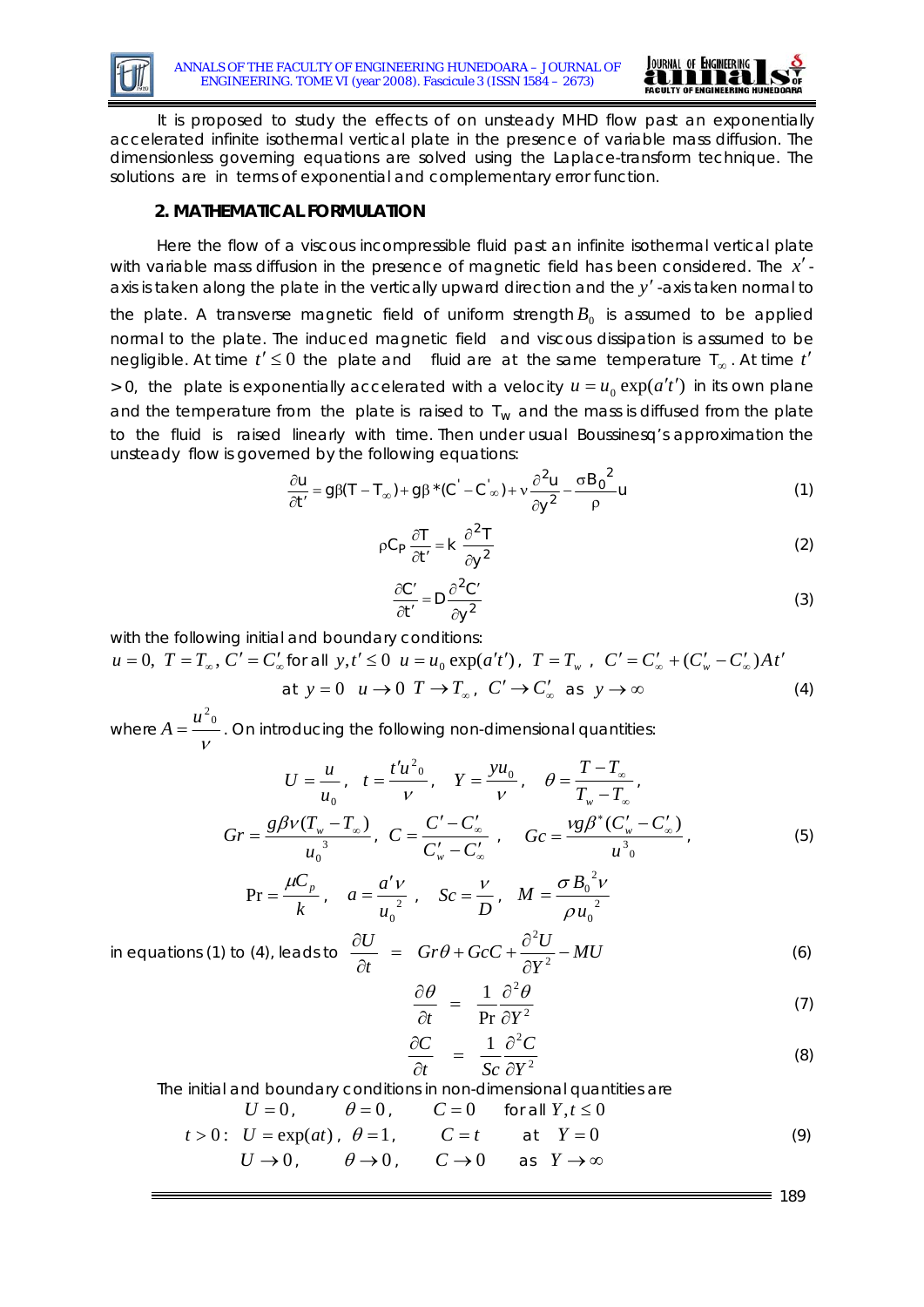It is proposed to study the effects of on unsteady MHD flow past an exponentially accelerated infinite isothermal vertical plate in the presence of variable mass diffusion. The dimensionless governing equations are solved using the Laplace-transform technique. The solutions are in terms of exponential and complementary error function.

## 2. MATHEMATICAL FORMULATION

Here the flow of a viscous incompressible fluid past an infinite isothermal vertical plate with variable mass diffusion in the presence of magnetic field has been considered. The $x'$-axis is taken along the plate in the vertically upward direction and the $y'$-axis taken normal to the plate. A transverse magnetic field of uniform strength $B_0$ is assumed to be applied normal to the plate. The induced magnetic field and viscous dissipation is assumed to be negligible. At time $t' \leq 0$ the plate and fluid are at the same temperature $T_\infty$. At time $t' > 0$, the plate is exponentially accelerated with a velocity $u = u_0 \exp(a't')$ in its own plane and the temperature from the plate is raised to $T_w$ and the mass is diffused from the plate to the fluid is raised linearly with time. Then under usual Boussinesq's approximation the unsteady flow is governed by the following equations:

$$\frac{\partial u}{\partial t'} = g\beta(T - T_\infty) + g\beta^*(C' - C'_\infty) + \nu\frac{\partial^2 u}{\partial y^2} - \frac{\sigma B_0{}^2}{\rho}u \tag{1}$$

$$\rho C_P \frac{\partial T}{\partial t'} = k\ \frac{\partial^2 T}{\partial y^2} \tag{2}$$

$$\frac{\partial C'}{\partial t'} = D\frac{\partial^2 C'}{\partial y^2} \tag{3}$$

with the following initial and boundary conditions:

$$u = 0,\ T = T_\infty,\ C' = C'_\infty \text{ for all } y, t' \leq 0 \quad u = u_0 \exp(a't'),\ T = T_w,\ C' = C'_\infty + (C'_w - C'_\infty)At'$$

$$\text{at } y = 0 \quad u \to 0 \ \ T \to T_\infty,\ C' \to C'_\infty \ \text{ as } \ y \to \infty \tag{4}$$

where $A = \dfrac{u^2{}_0}{\nu}$. On introducing the following non-dimensional quantities:

$$U = \frac{u}{u_0},\quad t = \frac{t'u^2{}_0}{\nu},\quad Y = \frac{yu_0}{\nu},\quad \theta = \frac{T - T_\infty}{T_w - T_\infty},$$

$$Gr = \frac{g\beta\nu(T_w - T_\infty)}{u_0{}^3},\ \ C = \frac{C' - C'_\infty}{C'_w - C'_\infty},\quad Gc = \frac{\nu g\beta^*(C'_w - C'_\infty)}{u^3{}_0}, \tag{5}$$

$$\Pr = \frac{\mu C_p}{k},\quad a = \frac{a'\nu}{u_0{}^2},\quad Sc = \frac{\nu}{D},\quad M = \frac{\sigma B_0{}^2\nu}{\rho u_0{}^2}$$

in equations (1) to (4), leads to

$$\frac{\partial U}{\partial t} = Gr\theta + GcC + \frac{\partial^2 U}{\partial Y^2} - MU \tag{6}$$

$$\frac{\partial \theta}{\partial t} = \frac{1}{\Pr}\frac{\partial^2 \theta}{\partial Y^2} \tag{7}$$

$$\frac{\partial C}{\partial t} = \frac{1}{Sc}\frac{\partial^2 C}{\partial Y^2} \tag{8}$$

The initial and boundary conditions in non-dimensional quantities are

$$\begin{aligned} &U = 0, &&\theta = 0, &&C = 0 &&\text{for all } Y, t \leq 0 \\ t > 0:\ &U = \exp(at), &&\theta = 1, &&C = t &&\text{at } Y = 0 \\ &U \to 0, &&\theta \to 0, &&C \to 0 &&\text{as } Y \to \infty \end{aligned} \tag{9}$$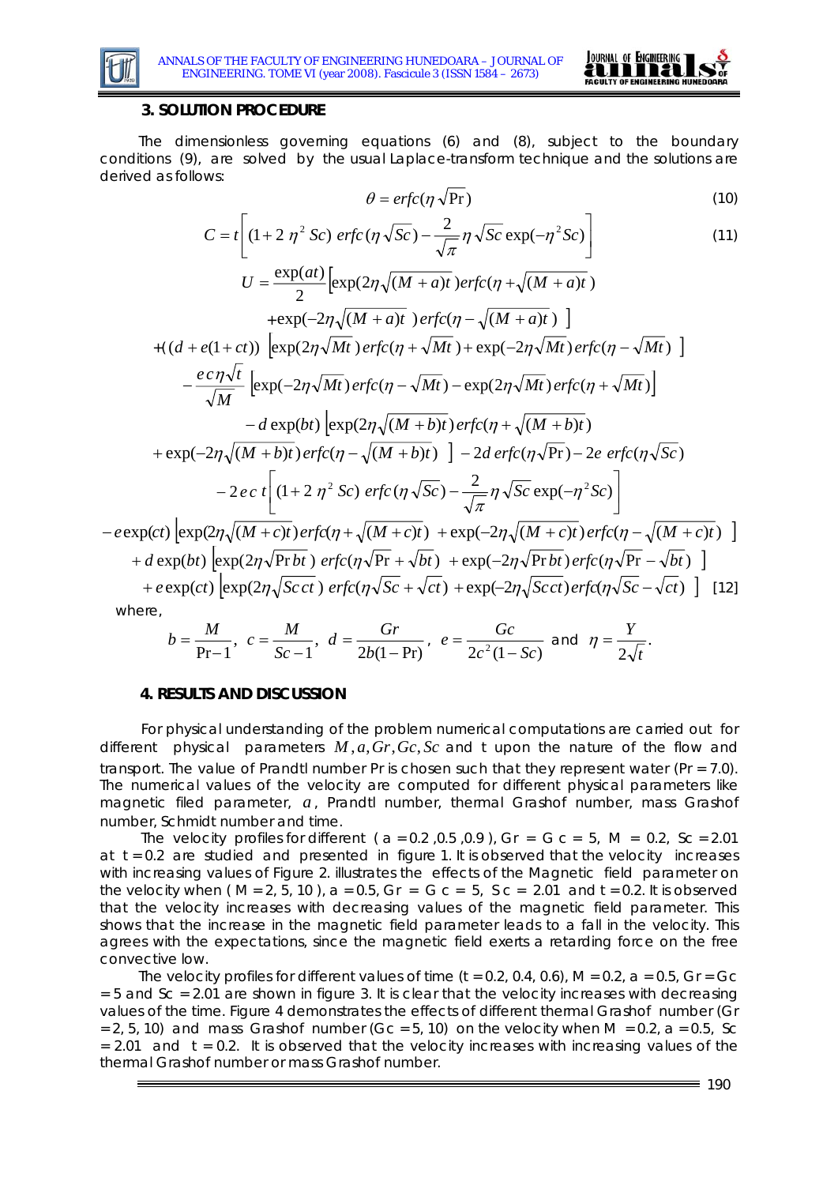### 3. SOLUTION PROCEDURE

The dimensionless governing equations (6) and (8), subject to the boundary conditions (9), are solved by the usual Laplace-transform technique and the solutions are derived as follows:

$$\theta = erfc(\eta\sqrt{\Pr}) \tag{10}$$

$$C = t\left[(1+2\,\eta^2\,Sc)\,erfc(\eta\sqrt{Sc}) - \frac{2}{\sqrt{\pi}}\eta\sqrt{Sc}\exp(-\eta^2 Sc)\right] \tag{11}$$

$$\begin{aligned}
U = {} & \frac{\exp(at)}{2}\Big[\exp(2\eta\sqrt{(M+a)t}\,)erfc(\eta+\sqrt{(M+a)t}\,) \\
& +\exp(-2\eta\sqrt{(M+a)t}\,)\,erfc(\eta-\sqrt{(M+a)t}\,)\;\Big] \\
& +((d+e(1+ct))\;\Big[\exp(2\eta\sqrt{Mt}\,)\,erfc(\eta+\sqrt{Mt}\,)+\exp(-2\eta\sqrt{Mt}\,)\,erfc(\eta-\sqrt{Mt}\,)\;\Big] \\
& -\frac{e\,c\,\eta\sqrt{t}}{\sqrt{M}}\;\Big[\exp(-2\eta\sqrt{Mt}\,)\,erfc(\eta-\sqrt{Mt}\,)-\exp(2\eta\sqrt{Mt}\,)\,erfc(\eta+\sqrt{Mt}\,)\Big] \\
& -d\exp(bt)\;\Big[\exp(2\eta\sqrt{(M+b)t}\,)\,erfc(\eta+\sqrt{(M+b)t}\,) \\
& +\exp(-2\eta\sqrt{(M+b)t}\,)\,erfc(\eta-\sqrt{(M+b)t}\,)\;\Big] - 2d\,erfc(\eta\sqrt{\Pr}) - 2e\;erfc(\eta\sqrt{Sc}) \\
& -2\,e\,c\,t\left[(1+2\,\eta^2\,Sc)\;erfc(\eta\sqrt{Sc}) - \frac{2}{\sqrt{\pi}}\eta\sqrt{Sc}\exp(-\eta^2 Sc)\right] \\
& -e\exp(ct)\;\Big[\exp(2\eta\sqrt{(M+c)t}\,)erfc(\eta+\sqrt{(M+c)t}\,)\;+\exp(-2\eta\sqrt{(M+c)t}\,)\,erfc(\eta-\sqrt{(M+c)t}\,)\;\Big] \\
& +d\exp(bt)\;\Big[\exp(2\eta\sqrt{\Pr bt}\,)\;erfc(\eta\sqrt{\Pr}+\sqrt{bt}\,)\;+\exp(-2\eta\sqrt{\Pr bt}\,)\,erfc(\eta\sqrt{\Pr}-\sqrt{bt}\,)\;\Big] \\
& +e\exp(ct)\;\Big[\exp(2\eta\sqrt{Sc\,ct}\,)\;erfc(\eta\sqrt{Sc}+\sqrt{ct}\,)+\exp(-2\eta\sqrt{Sc\,ct}\,)\,erfc(\eta\sqrt{Sc}-\sqrt{ct}\,)\;\Big]
\end{aligned} \tag{12}$$

where,

$$b = \frac{M}{\Pr - 1},\; c = \frac{M}{Sc-1},\; d = \frac{Gr}{2b(1-\Pr)},\; e = \frac{Gc}{2c^2(1-Sc)} \text{ and } \eta = \frac{Y}{2\sqrt{t}}.$$

### 4. RESULTS AND DISCUSSION

For physical understanding of the problem numerical computations are carried out for different physical parameters $M, a, Gr, Gc, Sc$ and t upon the nature of the flow and transport. The value of Prandtl number Pr is chosen such that they represent water (Pr = 7.0). The numerical values of the velocity are computed for different physical parameters like magnetic filed parameter, $a$, Prandtl number, thermal Grashof number, mass Grashof number, Schmidt number and time.

The velocity profiles for different ( a = 0.2 ,0.5 ,0.9 ), Gr = G c = 5, M = 0.2, Sc = 2.01 at t = 0.2 are studied and presented in figure 1. It is observed that the velocity increases with increasing values of Figure 2. illustrates the effects of the Magnetic field parameter on the velocity when ( M = 2, 5, 10 ), a = 0.5, Gr = G c = 5, S c = 2.01 and t = 0.2. It is observed that the velocity increases with decreasing values of the magnetic field parameter. This shows that the increase in the magnetic field parameter leads to a fall in the velocity. This agrees with the expectations, since the magnetic field exerts a retarding force on the free convective low.

The velocity profiles for different values of time (t = 0.2, 0.4, 0.6), M = 0.2, a = 0.5, Gr = Gc = 5 and Sc = 2.01 are shown in figure 3. It is clear that the velocity increases with decreasing values of the time. Figure 4 demonstrates the effects of different thermal Grashof number (Gr = 2, 5, 10) and mass Grashof number (Gc = 5, 10) on the velocity when M = 0.2, a = 0.5, Sc = 2.01 and t = 0.2. It is observed that the velocity increases with increasing values of the thermal Grashof number or mass Grashof number.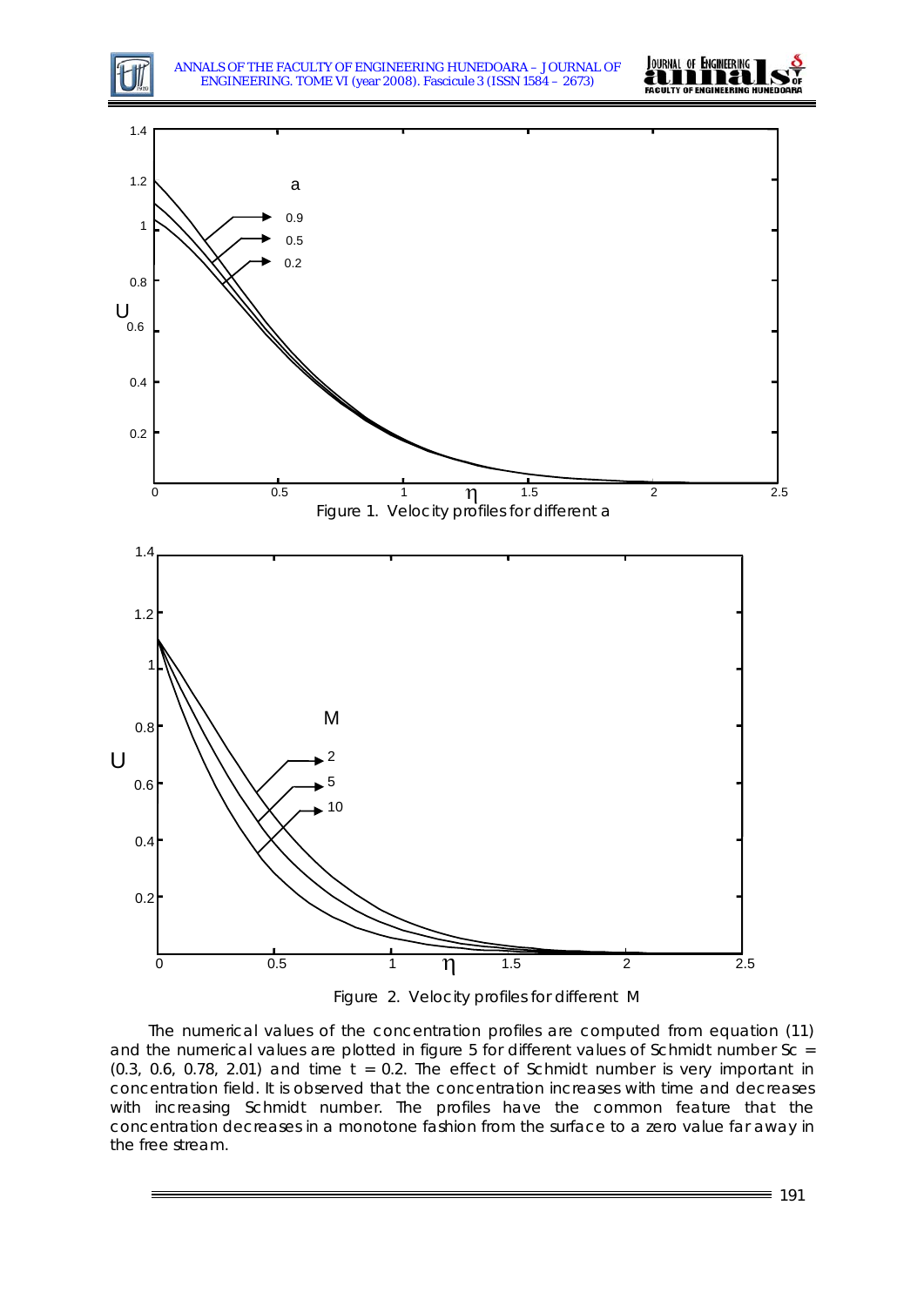Figure 1. Velocity profiles for different a

Figure 2. Velocity profiles for different M

The numerical values of the concentration profiles are computed from equation (11) and the numerical values are plotted in figure 5 for different values of Schmidt number Sc = (0.3, 0.6, 0.78, 2.01) and time t = 0.2. The effect of Schmidt number is very important in concentration field. It is observed that the concentration increases with time and decreases with increasing Schmidt number. The profiles have the common feature that the concentration decreases in a monotone fashion from the surface to a zero value far away in the free stream.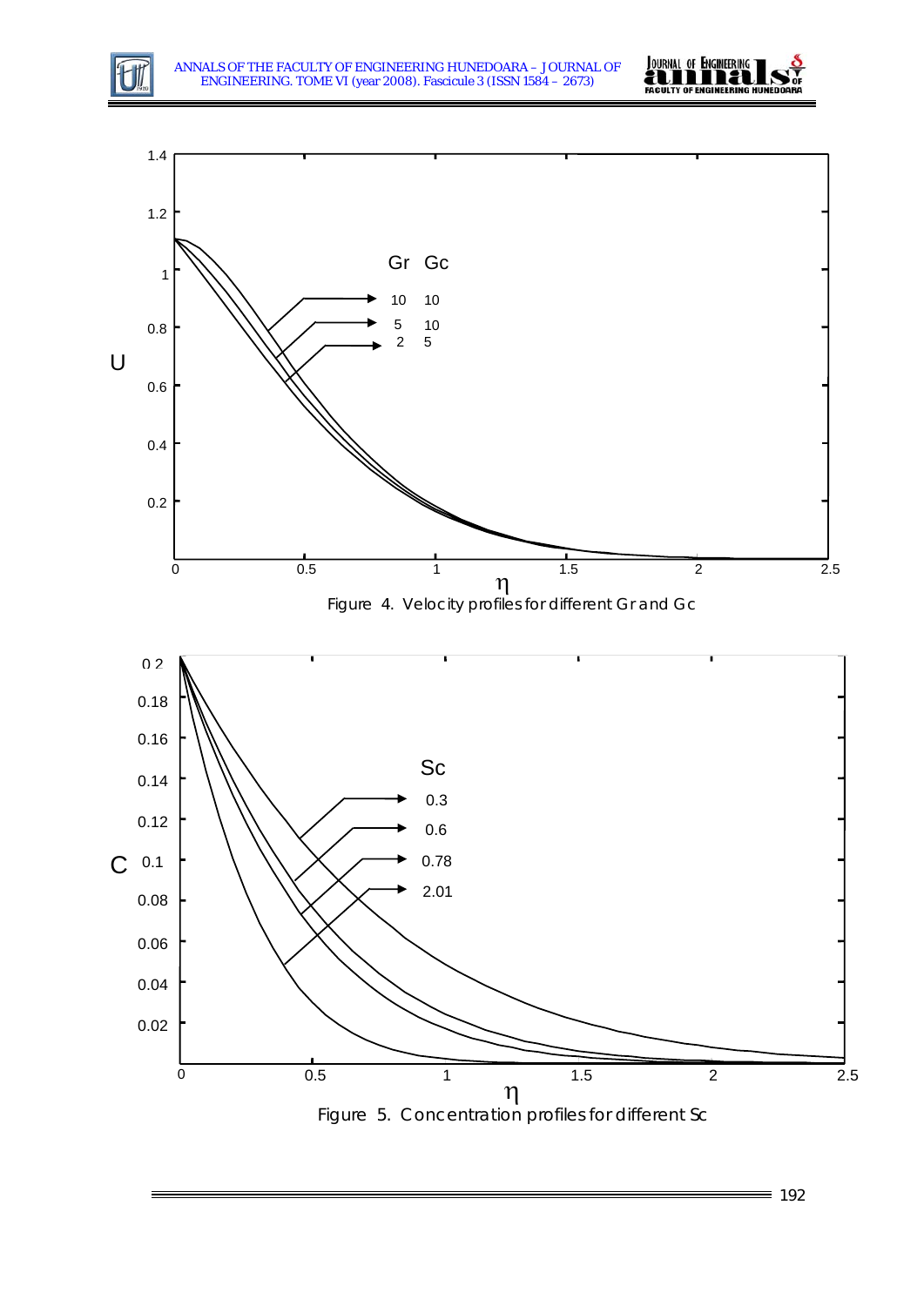Figure 4. Velocity profiles for different Gr and Gc

Figure 5. Concentration profiles for different Sc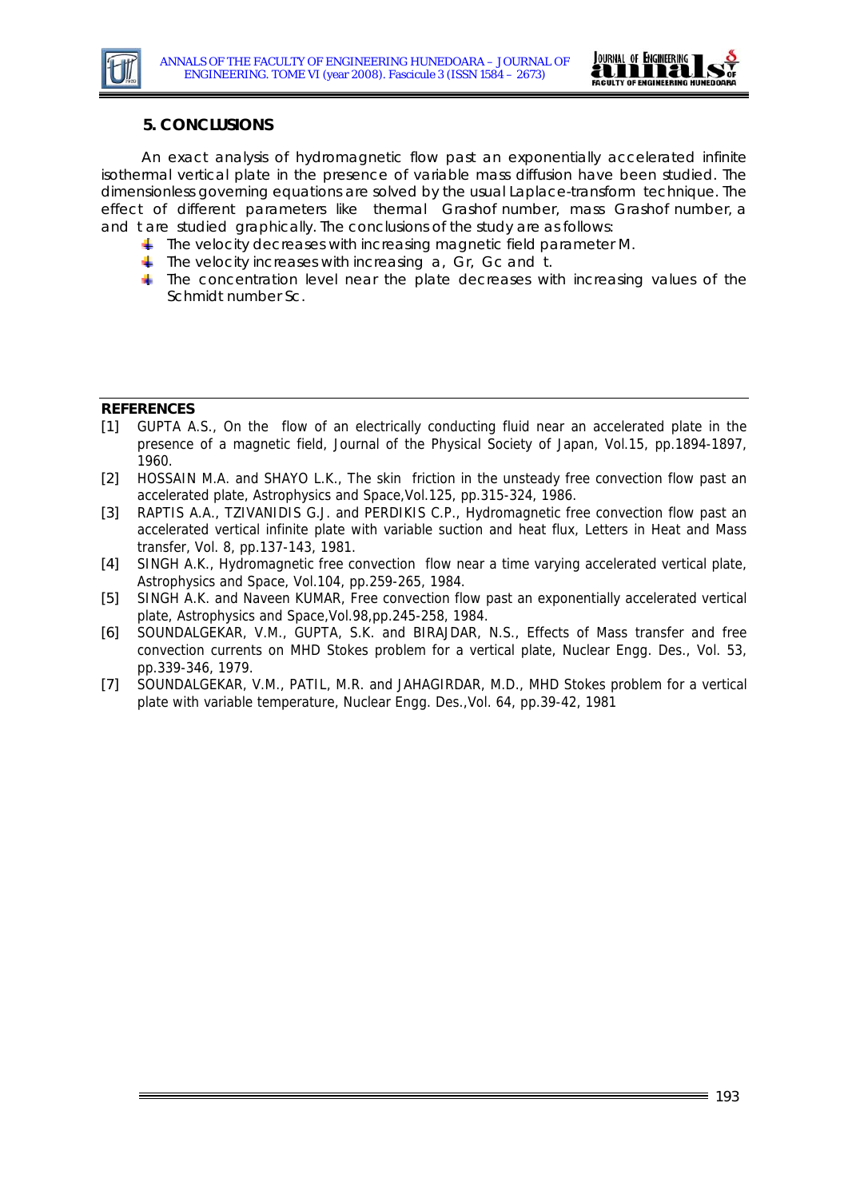## 5. CONCLUSIONS

An exact analysis of hydromagnetic flow past an exponentially accelerated infinite isothermal vertical plate in the presence of variable mass diffusion have been studied. The dimensionless governing equations are solved by the usual Laplace-transform technique. The effect of different parameters like thermal Grashof number, mass Grashof number, a and t are studied graphically. The conclusions of the study are as follows:

- The velocity decreases with increasing magnetic field parameter M.
- The velocity increases with increasing a, Gr, Gc and t.
- The concentration level near the plate decreases with increasing values of the Schmidt number Sc.

**REFERENCES**

[1] GUPTA A.S., On the flow of an electrically conducting fluid near an accelerated plate in the presence of a magnetic field, Journal of the Physical Society of Japan, Vol.15, pp.1894-1897, 1960.

[2] HOSSAIN M.A. and SHAYO L.K., The skin friction in the unsteady free convection flow past an accelerated plate, Astrophysics and Space,Vol.125, pp.315-324, 1986.

[3] RAPTIS A.A., TZIVANIDIS G.J. and PERDIKIS C.P., Hydromagnetic free convection flow past an accelerated vertical infinite plate with variable suction and heat flux, Letters in Heat and Mass transfer, Vol. 8, pp.137-143, 1981.

[4] SINGH A.K., Hydromagnetic free convection flow near a time varying accelerated vertical plate, Astrophysics and Space, Vol.104, pp.259-265, 1984.

[5] SINGH A.K. and Naveen KUMAR, Free convection flow past an exponentially accelerated vertical plate, Astrophysics and Space,Vol.98,pp.245-258, 1984.

[6] SOUNDALGEKAR, V.M., GUPTA, S.K. and BIRAJDAR, N.S., Effects of Mass transfer and free convection currents on MHD Stokes problem for a vertical plate, Nuclear Engg. Des., Vol. 53, pp.339-346, 1979.

[7] SOUNDALGEKAR, V.M., PATIL, M.R. and JAHAGIRDAR, M.D., MHD Stokes problem for a vertical plate with variable temperature, Nuclear Engg. Des.,Vol. 64, pp.39-42, 1981